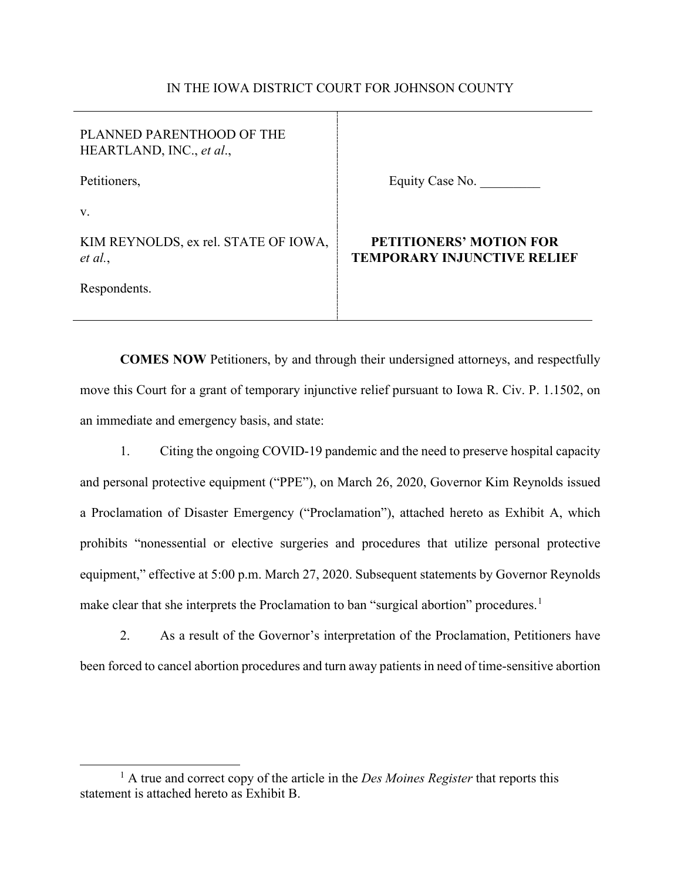IN THE IOWA DISTRICT COURT FOR JOHNSON COUNTY

| | |
|---|---|
| PLANNED PARENTHOOD OF THE HEARTLAND, INC., *et al*.,<br><br>Petitioners,<br><br>v.<br><br>KIM REYNOLDS, ex rel. STATE OF IOWA, *et al*.,<br><br>Respondents. | Equity Case No. _________<br><br>**PETITIONERS' MOTION FOR TEMPORARY INJUNCTIVE RELIEF** |

**COMES NOW** Petitioners, by and through their undersigned attorneys, and respectfully move this Court for a grant of temporary injunctive relief pursuant to Iowa R. Civ. P. 1.1502, on an immediate and emergency basis, and state:

1. Citing the ongoing COVID-19 pandemic and the need to preserve hospital capacity and personal protective equipment ("PPE"), on March 26, 2020, Governor Kim Reynolds issued a Proclamation of Disaster Emergency ("Proclamation"), attached hereto as Exhibit A, which prohibits "nonessential or elective surgeries and procedures that utilize personal protective equipment," effective at 5:00 p.m. March 27, 2020. Subsequent statements by Governor Reynolds make clear that she interprets the Proclamation to ban "surgical abortion" procedures.[1]

2. As a result of the Governor's interpretation of the Proclamation, Petitioners have been forced to cancel abortion procedures and turn away patients in need of time-sensitive abortion

[1] A true and correct copy of the article in the *Des Moines Register* that reports this statement is attached hereto as Exhibit B.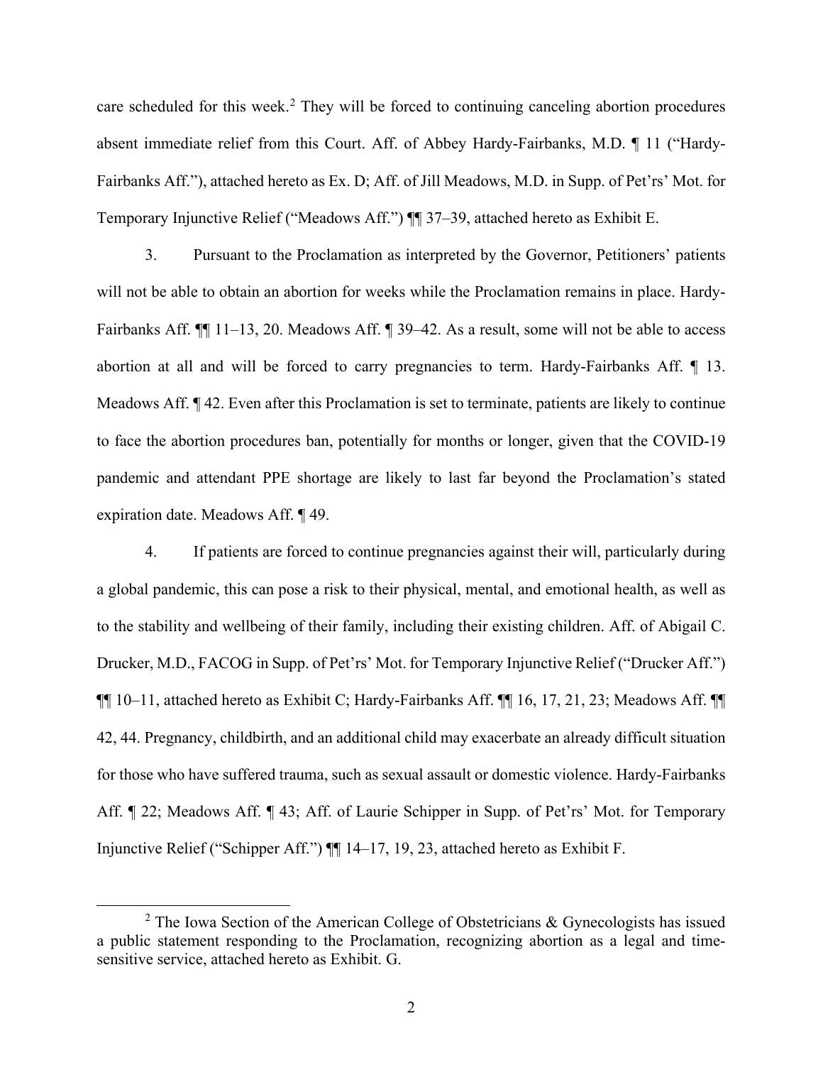care scheduled for this week.[2] They will be forced to continuing canceling abortion procedures absent immediate relief from this Court. Aff. of Abbey Hardy-Fairbanks, M.D. ¶ 11 ("Hardy-Fairbanks Aff."), attached hereto as Ex. D; Aff. of Jill Meadows, M.D. in Supp. of Pet'rs' Mot. for Temporary Injunctive Relief ("Meadows Aff.") ¶¶ 37–39, attached hereto as Exhibit E.

3. Pursuant to the Proclamation as interpreted by the Governor, Petitioners' patients will not be able to obtain an abortion for weeks while the Proclamation remains in place. Hardy-Fairbanks Aff. ¶¶ 11–13, 20. Meadows Aff. ¶ 39–42. As a result, some will not be able to access abortion at all and will be forced to carry pregnancies to term. Hardy-Fairbanks Aff. ¶ 13. Meadows Aff. ¶ 42. Even after this Proclamation is set to terminate, patients are likely to continue to face the abortion procedures ban, potentially for months or longer, given that the COVID-19 pandemic and attendant PPE shortage are likely to last far beyond the Proclamation's stated expiration date. Meadows Aff. ¶ 49.

4. If patients are forced to continue pregnancies against their will, particularly during a global pandemic, this can pose a risk to their physical, mental, and emotional health, as well as to the stability and wellbeing of their family, including their existing children. Aff. of Abigail C. Drucker, M.D., FACOG in Supp. of Pet'rs' Mot. for Temporary Injunctive Relief ("Drucker Aff.") ¶¶ 10–11, attached hereto as Exhibit C; Hardy-Fairbanks Aff. ¶¶ 16, 17, 21, 23; Meadows Aff. ¶¶ 42, 44. Pregnancy, childbirth, and an additional child may exacerbate an already difficult situation for those who have suffered trauma, such as sexual assault or domestic violence. Hardy-Fairbanks Aff. ¶ 22; Meadows Aff. ¶ 43; Aff. of Laurie Schipper in Supp. of Pet'rs' Mot. for Temporary Injunctive Relief ("Schipper Aff.") ¶¶ 14–17, 19, 23, attached hereto as Exhibit F.

[2] The Iowa Section of the American College of Obstetricians & Gynecologists has issued a public statement responding to the Proclamation, recognizing abortion as a legal and time-sensitive service, attached hereto as Exhibit. G.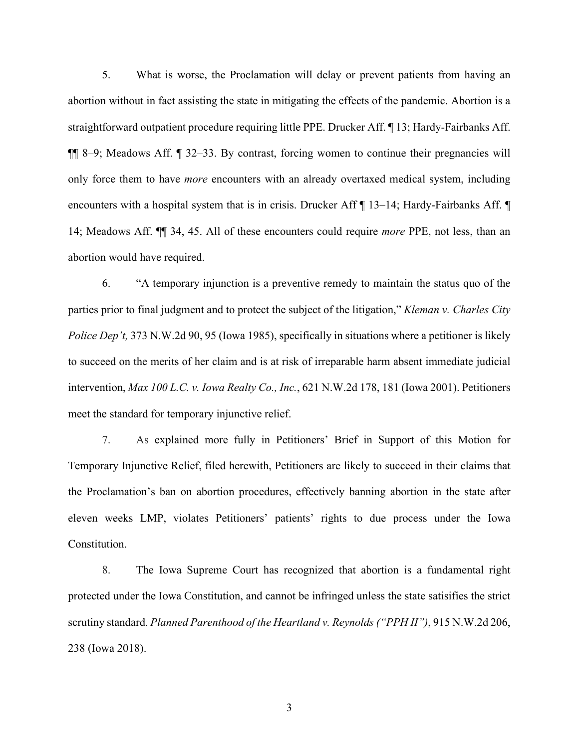5. What is worse, the Proclamation will delay or prevent patients from having an abortion without in fact assisting the state in mitigating the effects of the pandemic. Abortion is a straightforward outpatient procedure requiring little PPE. Drucker Aff. ¶ 13; Hardy-Fairbanks Aff. ¶¶ 8–9; Meadows Aff. ¶ 32–33. By contrast, forcing women to continue their pregnancies will only force them to have *more* encounters with an already overtaxed medical system, including encounters with a hospital system that is in crisis. Drucker Aff ¶ 13–14; Hardy-Fairbanks Aff. ¶ 14; Meadows Aff. ¶¶ 34, 45. All of these encounters could require *more* PPE, not less, than an abortion would have required.

6. "A temporary injunction is a preventive remedy to maintain the status quo of the parties prior to final judgment and to protect the subject of the litigation," *Kleman v. Charles City Police Dep't,* 373 N.W.2d 90, 95 (Iowa 1985), specifically in situations where a petitioner is likely to succeed on the merits of her claim and is at risk of irreparable harm absent immediate judicial intervention, *Max 100 L.C. v. Iowa Realty Co., Inc.*, 621 N.W.2d 178, 181 (Iowa 2001). Petitioners meet the standard for temporary injunctive relief.

7. As explained more fully in Petitioners' Brief in Support of this Motion for Temporary Injunctive Relief, filed herewith, Petitioners are likely to succeed in their claims that the Proclamation's ban on abortion procedures, effectively banning abortion in the state after eleven weeks LMP, violates Petitioners' patients' rights to due process under the Iowa Constitution.

8. The Iowa Supreme Court has recognized that abortion is a fundamental right protected under the Iowa Constitution, and cannot be infringed unless the state satisifies the strict scrutiny standard. *Planned Parenthood of the Heartland v. Reynolds ("PPH II")*, 915 N.W.2d 206, 238 (Iowa 2018).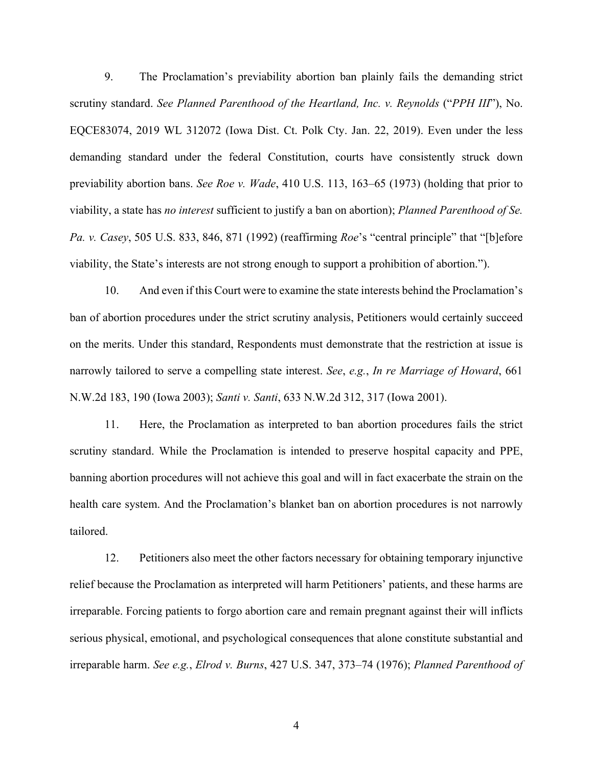9. The Proclamation's previability abortion ban plainly fails the demanding strict scrutiny standard. *See Planned Parenthood of the Heartland, Inc. v. Reynolds* ("*PPH III*"), No. EQCE83074, 2019 WL 312072 (Iowa Dist. Ct. Polk Cty. Jan. 22, 2019). Even under the less demanding standard under the federal Constitution, courts have consistently struck down previability abortion bans. *See Roe v. Wade*, 410 U.S. 113, 163–65 (1973) (holding that prior to viability, a state has *no interest* sufficient to justify a ban on abortion); *Planned Parenthood of Se. Pa. v. Casey*, 505 U.S. 833, 846, 871 (1992) (reaffirming *Roe*'s "central principle" that "[b]efore viability, the State's interests are not strong enough to support a prohibition of abortion.").

10. And even if this Court were to examine the state interests behind the Proclamation's ban of abortion procedures under the strict scrutiny analysis, Petitioners would certainly succeed on the merits. Under this standard, Respondents must demonstrate that the restriction at issue is narrowly tailored to serve a compelling state interest. *See*, *e.g.*, *In re Marriage of Howard*, 661 N.W.2d 183, 190 (Iowa 2003); *Santi v. Santi*, 633 N.W.2d 312, 317 (Iowa 2001).

11. Here, the Proclamation as interpreted to ban abortion procedures fails the strict scrutiny standard. While the Proclamation is intended to preserve hospital capacity and PPE, banning abortion procedures will not achieve this goal and will in fact exacerbate the strain on the health care system. And the Proclamation's blanket ban on abortion procedures is not narrowly tailored.

12. Petitioners also meet the other factors necessary for obtaining temporary injunctive relief because the Proclamation as interpreted will harm Petitioners' patients, and these harms are irreparable. Forcing patients to forgo abortion care and remain pregnant against their will inflicts serious physical, emotional, and psychological consequences that alone constitute substantial and irreparable harm. *See e.g.*, *Elrod v. Burns*, 427 U.S. 347, 373–74 (1976); *Planned Parenthood of*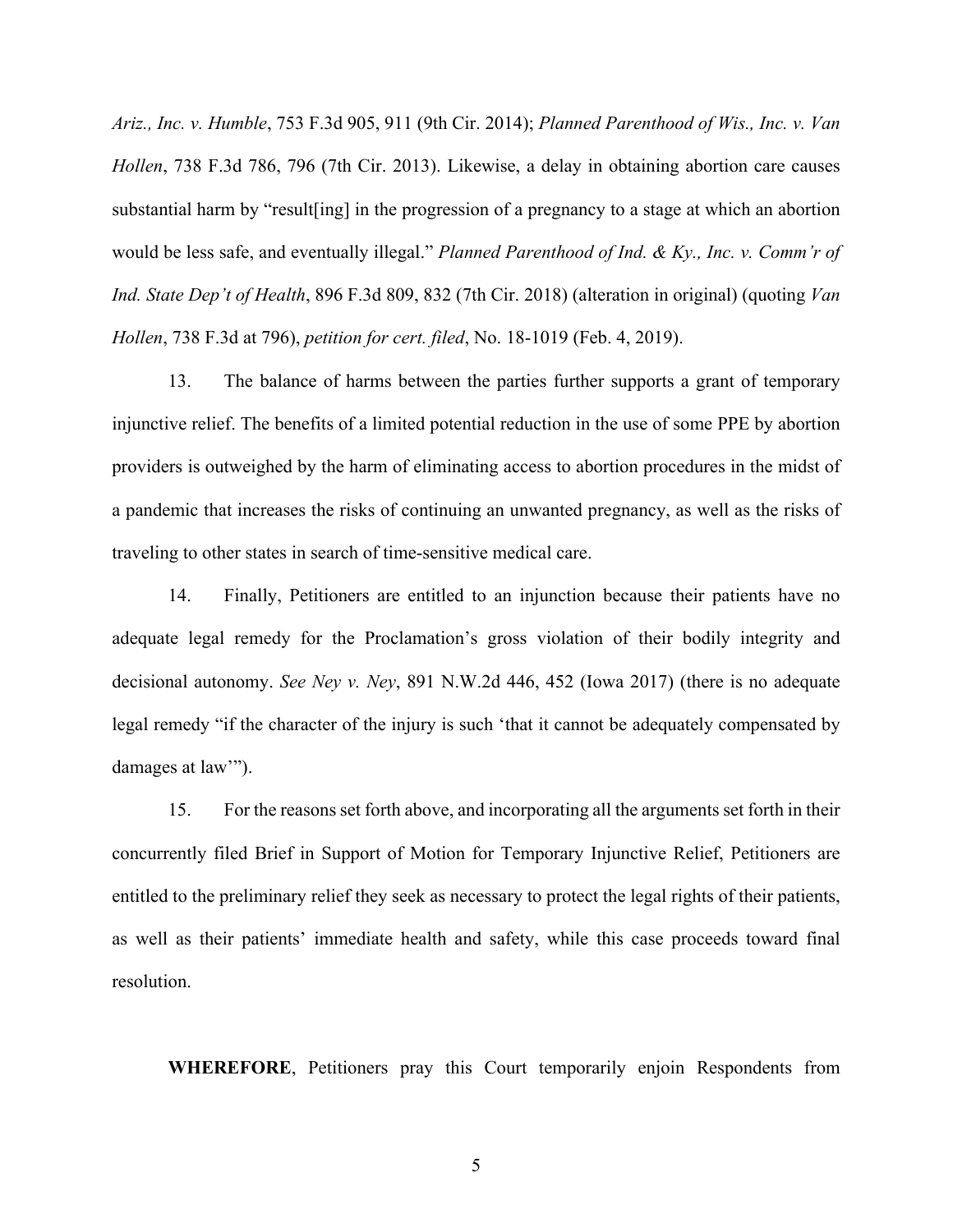*Ariz., Inc. v. Humble*, 753 F.3d 905, 911 (9th Cir. 2014); *Planned Parenthood of Wis., Inc. v. Van Hollen*, 738 F.3d 786, 796 (7th Cir. 2013). Likewise, a delay in obtaining abortion care causes substantial harm by "result[ing] in the progression of a pregnancy to a stage at which an abortion would be less safe, and eventually illegal." *Planned Parenthood of Ind. & Ky., Inc. v. Comm'r of Ind. State Dep't of Health*, 896 F.3d 809, 832 (7th Cir. 2018) (alteration in original) (quoting *Van Hollen*, 738 F.3d at 796), *petition for cert. filed*, No. 18-1019 (Feb. 4, 2019).

13. The balance of harms between the parties further supports a grant of temporary injunctive relief. The benefits of a limited potential reduction in the use of some PPE by abortion providers is outweighed by the harm of eliminating access to abortion procedures in the midst of a pandemic that increases the risks of continuing an unwanted pregnancy, as well as the risks of traveling to other states in search of time-sensitive medical care.

14. Finally, Petitioners are entitled to an injunction because their patients have no adequate legal remedy for the Proclamation's gross violation of their bodily integrity and decisional autonomy. *See Ney v. Ney*, 891 N.W.2d 446, 452 (Iowa 2017) (there is no adequate legal remedy "if the character of the injury is such 'that it cannot be adequately compensated by damages at law'").

15. For the reasons set forth above, and incorporating all the arguments set forth in their concurrently filed Brief in Support of Motion for Temporary Injunctive Relief, Petitioners are entitled to the preliminary relief they seek as necessary to protect the legal rights of their patients, as well as their patients' immediate health and safety, while this case proceeds toward final resolution.

**WHEREFORE**, Petitioners pray this Court temporarily enjoin Respondents from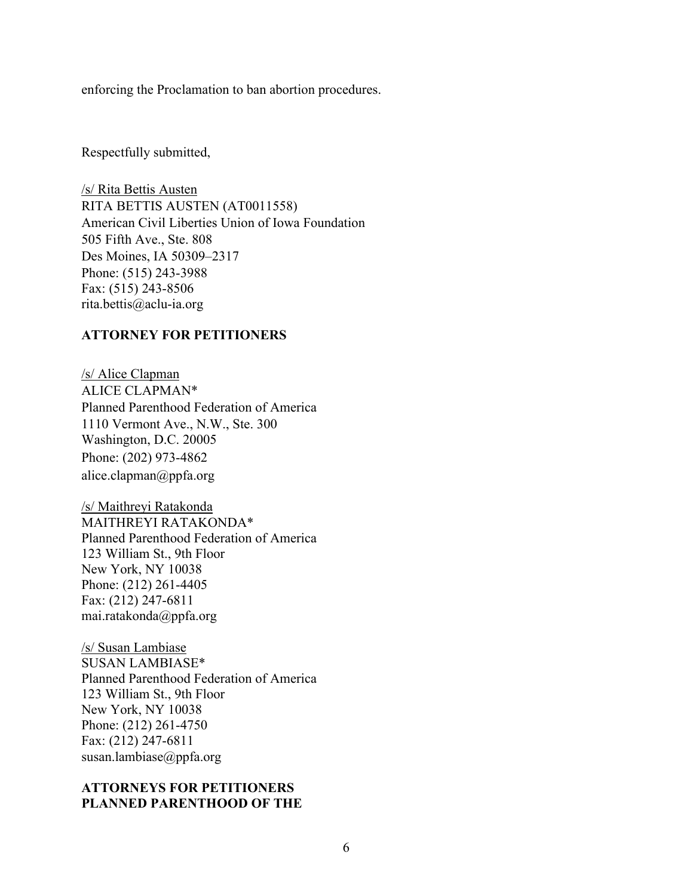enforcing the Proclamation to ban abortion procedures.

Respectfully submitted,

/s/ Rita Bettis Austen
RITA BETTIS AUSTEN (AT0011558)
American Civil Liberties Union of Iowa Foundation
505 Fifth Ave., Ste. 808
Des Moines, IA 50309–2317
Phone: (515) 243-3988
Fax: (515) 243-8506
rita.bettis@aclu-ia.org

**ATTORNEY FOR PETITIONERS**

/s/ Alice Clapman
ALICE CLAPMAN*
Planned Parenthood Federation of America
1110 Vermont Ave., N.W., Ste. 300
Washington, D.C. 20005
Phone: (202) 973-4862
alice.clapman@ppfa.org

/s/ Maithreyi Ratakonda
MAITHREYI RATAKONDA*
Planned Parenthood Federation of America
123 William St., 9th Floor
New York, NY 10038
Phone: (212) 261-4405
Fax: (212) 247-6811
mai.ratakonda@ppfa.org

/s/ Susan Lambiase
SUSAN LAMBIASE*
Planned Parenthood Federation of America
123 William St., 9th Floor
New York, NY 10038
Phone: (212) 261-4750
Fax: (212) 247-6811
susan.lambiase@ppfa.org

**ATTORNEYS FOR PETITIONERS**
**PLANNED PARENTHOOD OF THE**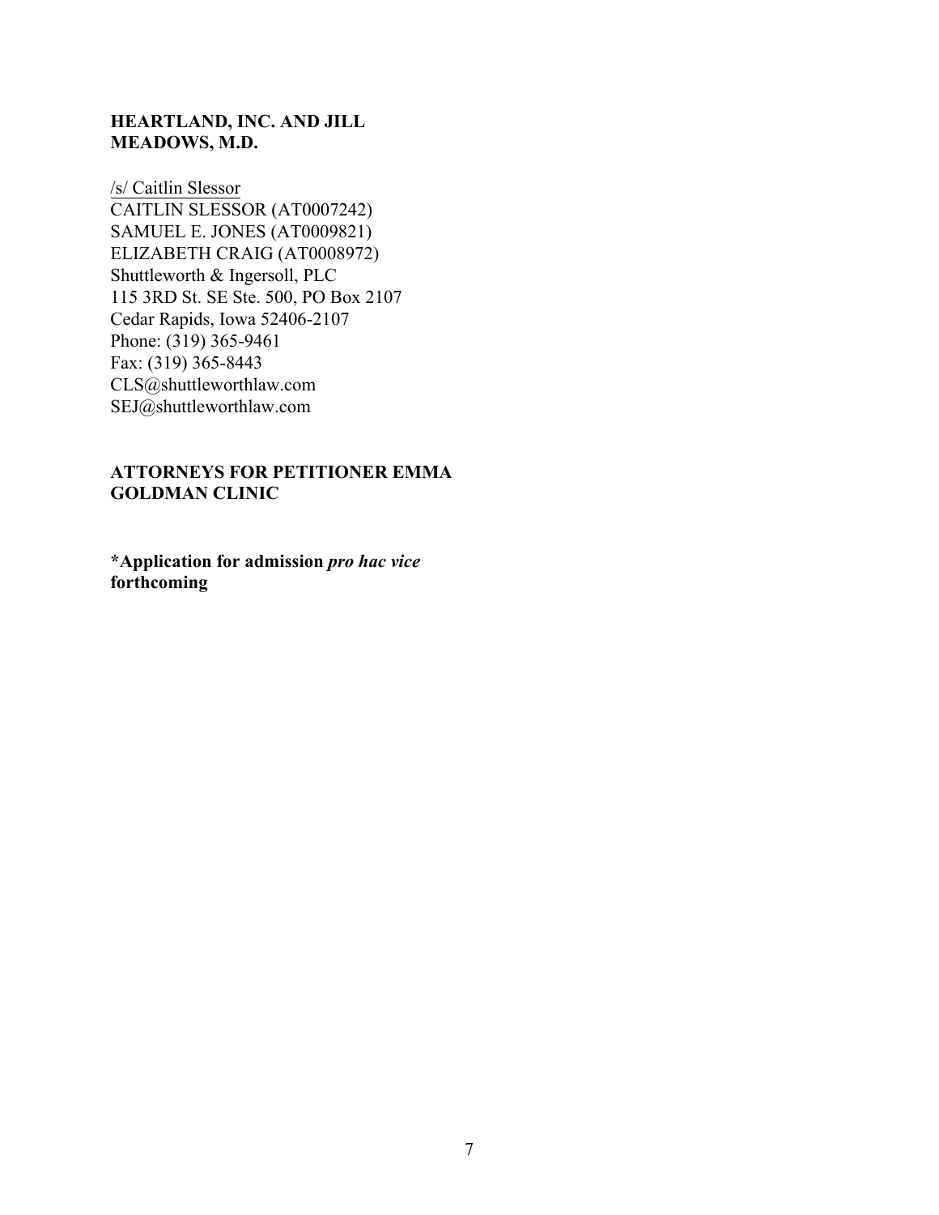**HEARTLAND, INC. AND JILL MEADOWS, M.D.**

/s/ Caitlin Slessor
CAITLIN SLESSOR (AT0007242)
SAMUEL E. JONES (AT0009821)
ELIZABETH CRAIG (AT0008972)
Shuttleworth & Ingersoll, PLC
115 3RD St. SE Ste. 500, PO Box 2107
Cedar Rapids, Iowa 52406-2107
Phone: (319) 365-9461
Fax: (319) 365-8443
CLS@shuttleworthlaw.com
SEJ@shuttleworthlaw.com

**ATTORNEYS FOR PETITIONER EMMA GOLDMAN CLINIC**

***Application for admission *pro hac vice* forthcoming**